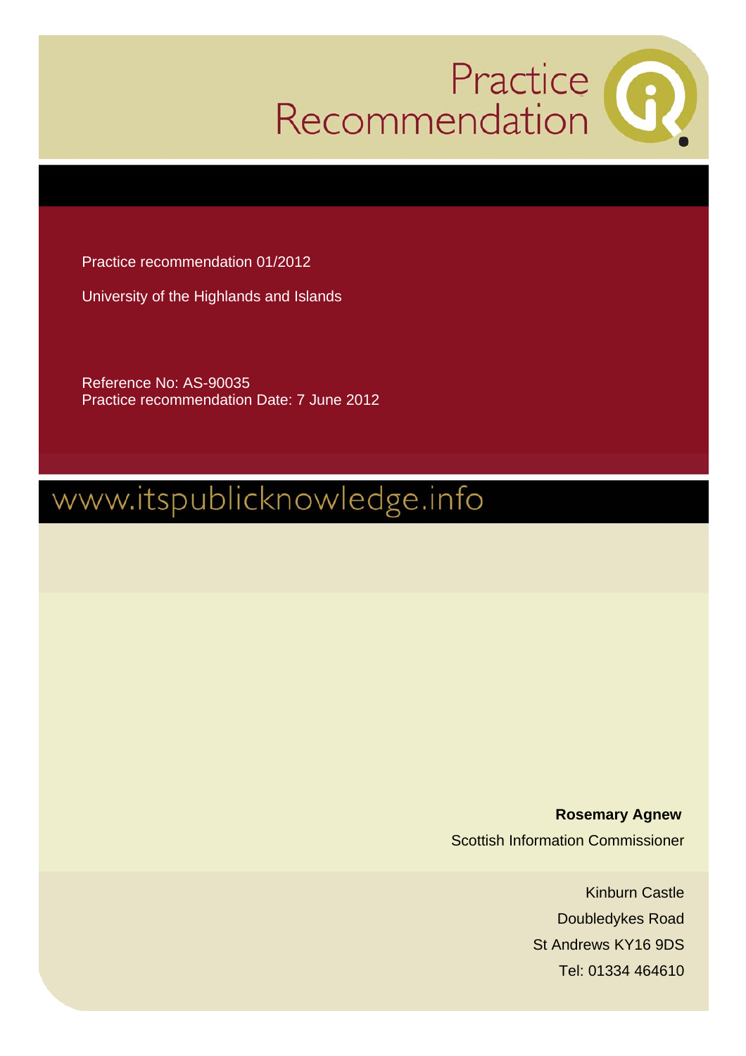# Practice Recommendation

Practice recommendation 01/2012

University of the Highlands and Islands

Reference No: AS-90035
Practice recommendation Date: 7 June 2012

www.itspublicknowledge.info

**Rosemary Agnew**
Scottish Information Commissioner

Kinburn Castle
Doubledykes Road
St Andrews KY16 9DS
Tel: 01334 464610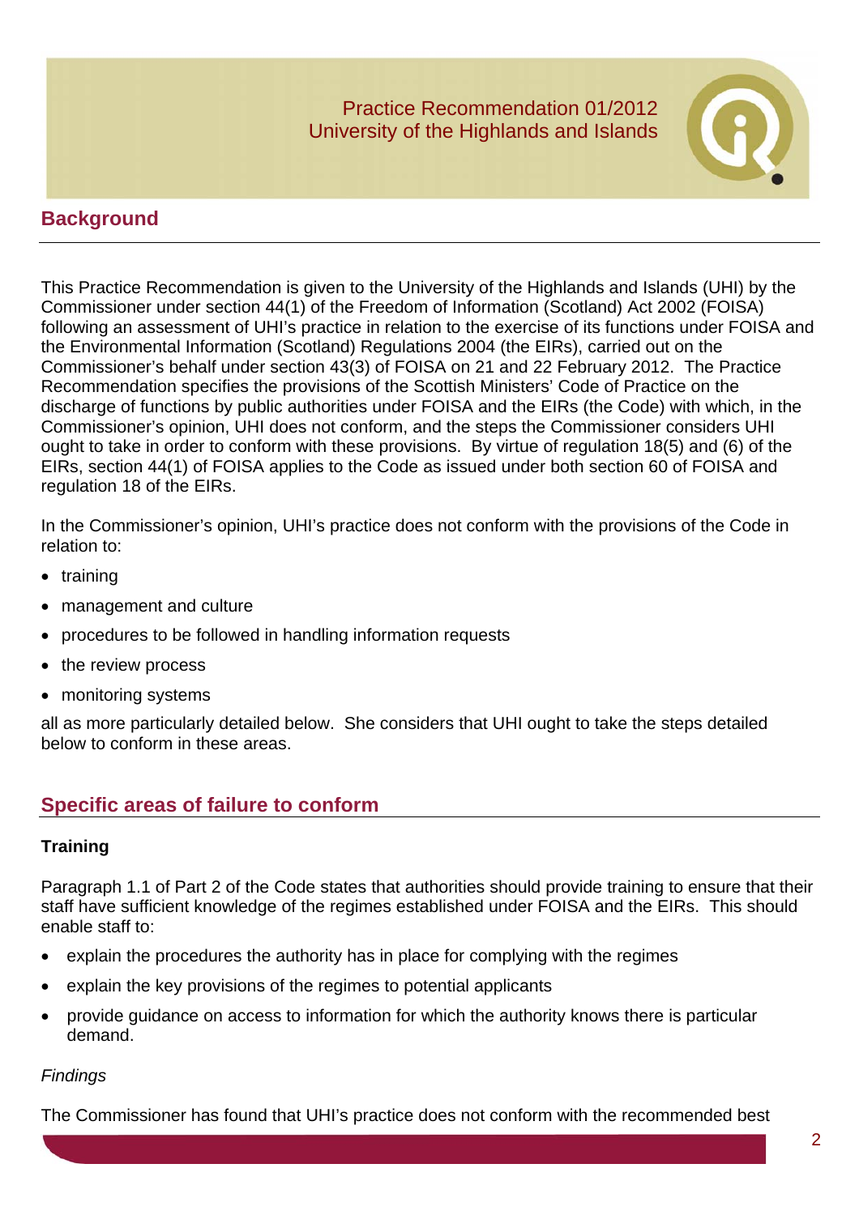Practice Recommendation 01/2012
University of the Highlands and Islands

## Background

This Practice Recommendation is given to the University of the Highlands and Islands (UHI) by the Commissioner under section 44(1) of the Freedom of Information (Scotland) Act 2002 (FOISA) following an assessment of UHI's practice in relation to the exercise of its functions under FOISA and the Environmental Information (Scotland) Regulations 2004 (the EIRs), carried out on the Commissioner's behalf under section 43(3) of FOISA on 21 and 22 February 2012. The Practice Recommendation specifies the provisions of the Scottish Ministers' Code of Practice on the discharge of functions by public authorities under FOISA and the EIRs (the Code) with which, in the Commissioner's opinion, UHI does not conform, and the steps the Commissioner considers UHI ought to take in order to conform with these provisions. By virtue of regulation 18(5) and (6) of the EIRs, section 44(1) of FOISA applies to the Code as issued under both section 60 of FOISA and regulation 18 of the EIRs.

In the Commissioner's opinion, UHI's practice does not conform with the provisions of the Code in relation to:

- training
- management and culture
- procedures to be followed in handling information requests
- the review process
- monitoring systems

all as more particularly detailed below. She considers that UHI ought to take the steps detailed below to conform in these areas.

## Specific areas of failure to conform

### Training

Paragraph 1.1 of Part 2 of the Code states that authorities should provide training to ensure that their staff have sufficient knowledge of the regimes established under FOISA and the EIRs. This should enable staff to:

- explain the procedures the authority has in place for complying with the regimes
- explain the key provisions of the regimes to potential applicants
- provide guidance on access to information for which the authority knows there is particular demand.

*Findings*

The Commissioner has found that UHI's practice does not conform with the recommended best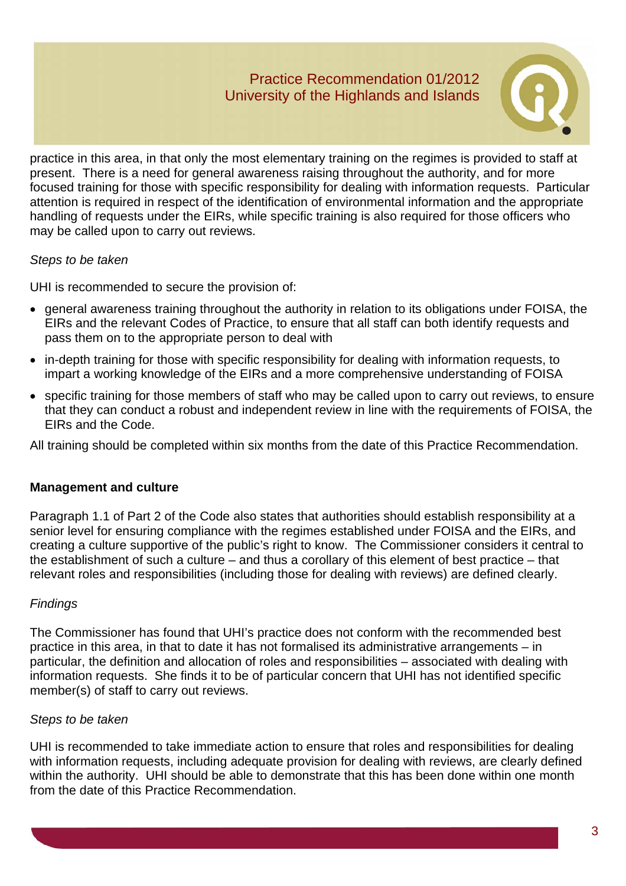practice in this area, in that only the most elementary training on the regimes is provided to staff at present. There is a need for general awareness raising throughout the authority, and for more focused training for those with specific responsibility for dealing with information requests. Particular attention is required in respect of the identification of environmental information and the appropriate handling of requests under the EIRs, while specific training is also required for those officers who may be called upon to carry out reviews.

*Steps to be taken*

UHI is recommended to secure the provision of:

- general awareness training throughout the authority in relation to its obligations under FOISA, the EIRs and the relevant Codes of Practice, to ensure that all staff can both identify requests and pass them on to the appropriate person to deal with
- in-depth training for those with specific responsibility for dealing with information requests, to impart a working knowledge of the EIRs and a more comprehensive understanding of FOISA
- specific training for those members of staff who may be called upon to carry out reviews, to ensure that they can conduct a robust and independent review in line with the requirements of FOISA, the EIRs and the Code.

All training should be completed within six months from the date of this Practice Recommendation.

**Management and culture**

Paragraph 1.1 of Part 2 of the Code also states that authorities should establish responsibility at a senior level for ensuring compliance with the regimes established under FOISA and the EIRs, and creating a culture supportive of the public's right to know. The Commissioner considers it central to the establishment of such a culture – and thus a corollary of this element of best practice – that relevant roles and responsibilities (including those for dealing with reviews) are defined clearly.

*Findings*

The Commissioner has found that UHI's practice does not conform with the recommended best practice in this area, in that to date it has not formalised its administrative arrangements – in particular, the definition and allocation of roles and responsibilities – associated with dealing with information requests. She finds it to be of particular concern that UHI has not identified specific member(s) of staff to carry out reviews.

*Steps to be taken*

UHI is recommended to take immediate action to ensure that roles and responsibilities for dealing with information requests, including adequate provision for dealing with reviews, are clearly defined within the authority. UHI should be able to demonstrate that this has been done within one month from the date of this Practice Recommendation.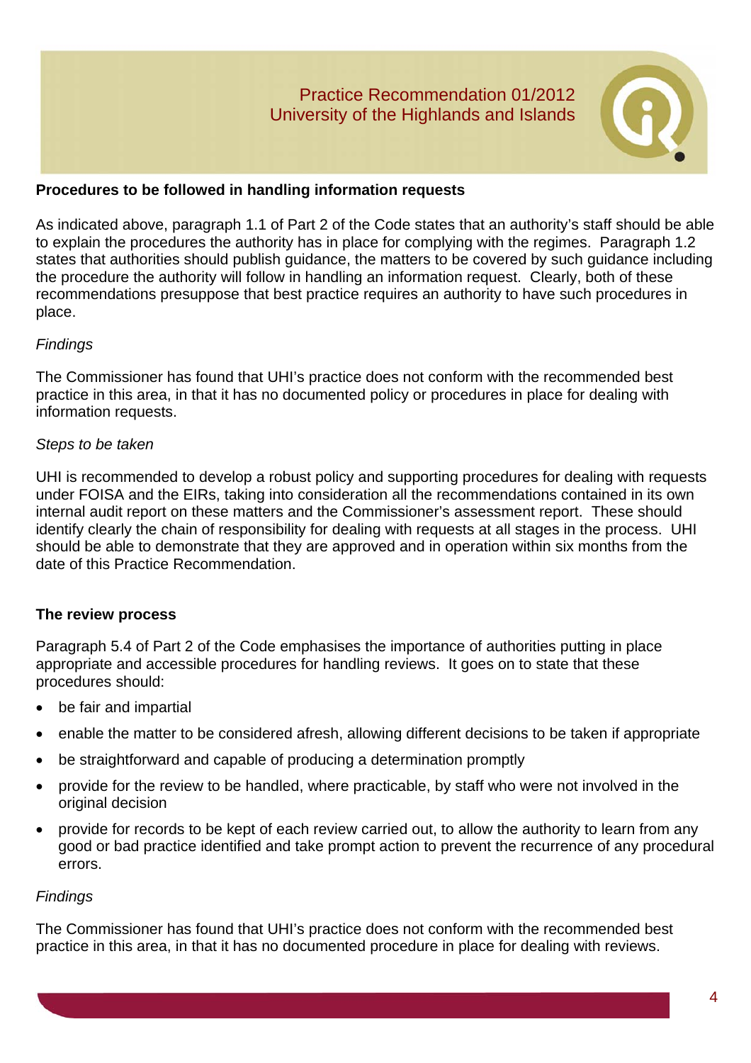## Procedures to be followed in handling information requests

As indicated above, paragraph 1.1 of Part 2 of the Code states that an authority's staff should be able to explain the procedures the authority has in place for complying with the regimes. Paragraph 1.2 states that authorities should publish guidance, the matters to be covered by such guidance including the procedure the authority will follow in handling an information request. Clearly, both of these recommendations presuppose that best practice requires an authority to have such procedures in place.

*Findings*

The Commissioner has found that UHI's practice does not conform with the recommended best practice in this area, in that it has no documented policy or procedures in place for dealing with information requests.

*Steps to be taken*

UHI is recommended to develop a robust policy and supporting procedures for dealing with requests under FOISA and the EIRs, taking into consideration all the recommendations contained in its own internal audit report on these matters and the Commissioner's assessment report. These should identify clearly the chain of responsibility for dealing with requests at all stages in the process. UHI should be able to demonstrate that they are approved and in operation within six months from the date of this Practice Recommendation.

## The review process

Paragraph 5.4 of Part 2 of the Code emphasises the importance of authorities putting in place appropriate and accessible procedures for handling reviews. It goes on to state that these procedures should:

- be fair and impartial
- enable the matter to be considered afresh, allowing different decisions to be taken if appropriate
- be straightforward and capable of producing a determination promptly
- provide for the review to be handled, where practicable, by staff who were not involved in the original decision
- provide for records to be kept of each review carried out, to allow the authority to learn from any good or bad practice identified and take prompt action to prevent the recurrence of any procedural errors.

*Findings*

The Commissioner has found that UHI's practice does not conform with the recommended best practice in this area, in that it has no documented procedure in place for dealing with reviews.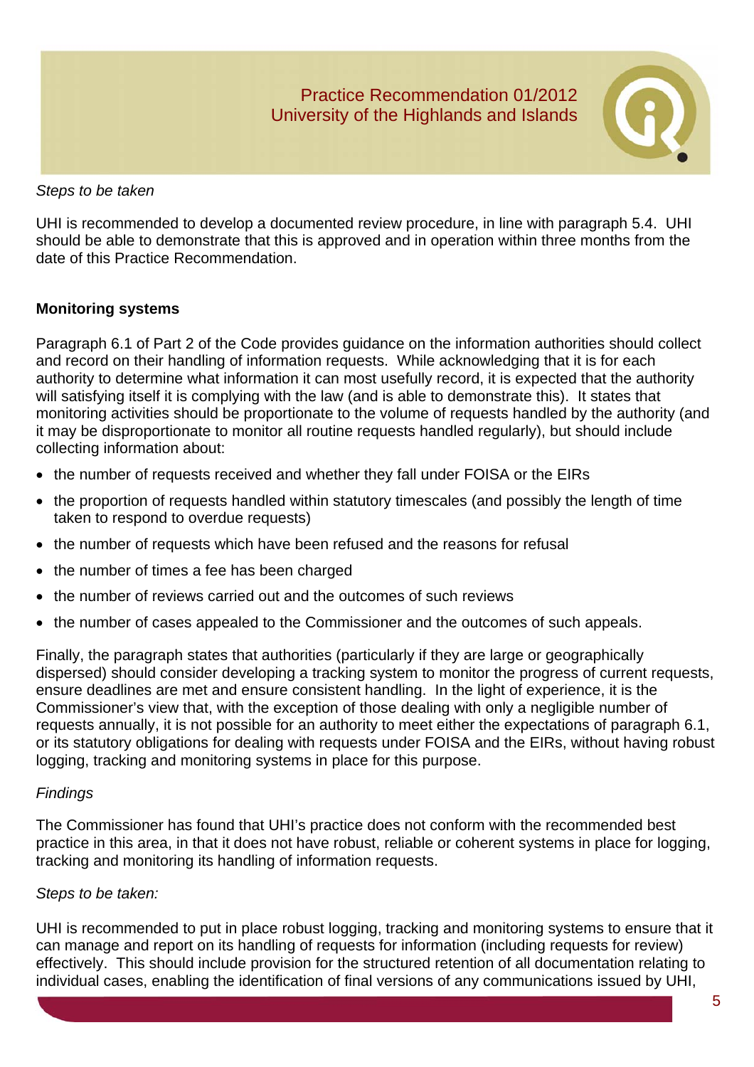*Steps to be taken*

UHI is recommended to develop a documented review procedure, in line with paragraph 5.4. UHI should be able to demonstrate that this is approved and in operation within three months from the date of this Practice Recommendation.

**Monitoring systems**

Paragraph 6.1 of Part 2 of the Code provides guidance on the information authorities should collect and record on their handling of information requests. While acknowledging that it is for each authority to determine what information it can most usefully record, it is expected that the authority will satisfying itself it is complying with the law (and is able to demonstrate this). It states that monitoring activities should be proportionate to the volume of requests handled by the authority (and it may be disproportionate to monitor all routine requests handled regularly), but should include collecting information about:

- the number of requests received and whether they fall under FOISA or the EIRs
- the proportion of requests handled within statutory timescales (and possibly the length of time taken to respond to overdue requests)
- the number of requests which have been refused and the reasons for refusal
- the number of times a fee has been charged
- the number of reviews carried out and the outcomes of such reviews
- the number of cases appealed to the Commissioner and the outcomes of such appeals.

Finally, the paragraph states that authorities (particularly if they are large or geographically dispersed) should consider developing a tracking system to monitor the progress of current requests, ensure deadlines are met and ensure consistent handling. In the light of experience, it is the Commissioner's view that, with the exception of those dealing with only a negligible number of requests annually, it is not possible for an authority to meet either the expectations of paragraph 6.1, or its statutory obligations for dealing with requests under FOISA and the EIRs, without having robust logging, tracking and monitoring systems in place for this purpose.

*Findings*

The Commissioner has found that UHI's practice does not conform with the recommended best practice in this area, in that it does not have robust, reliable or coherent systems in place for logging, tracking and monitoring its handling of information requests.

*Steps to be taken:*

UHI is recommended to put in place robust logging, tracking and monitoring systems to ensure that it can manage and report on its handling of requests for information (including requests for review) effectively. This should include provision for the structured retention of all documentation relating to individual cases, enabling the identification of final versions of any communications issued by UHI,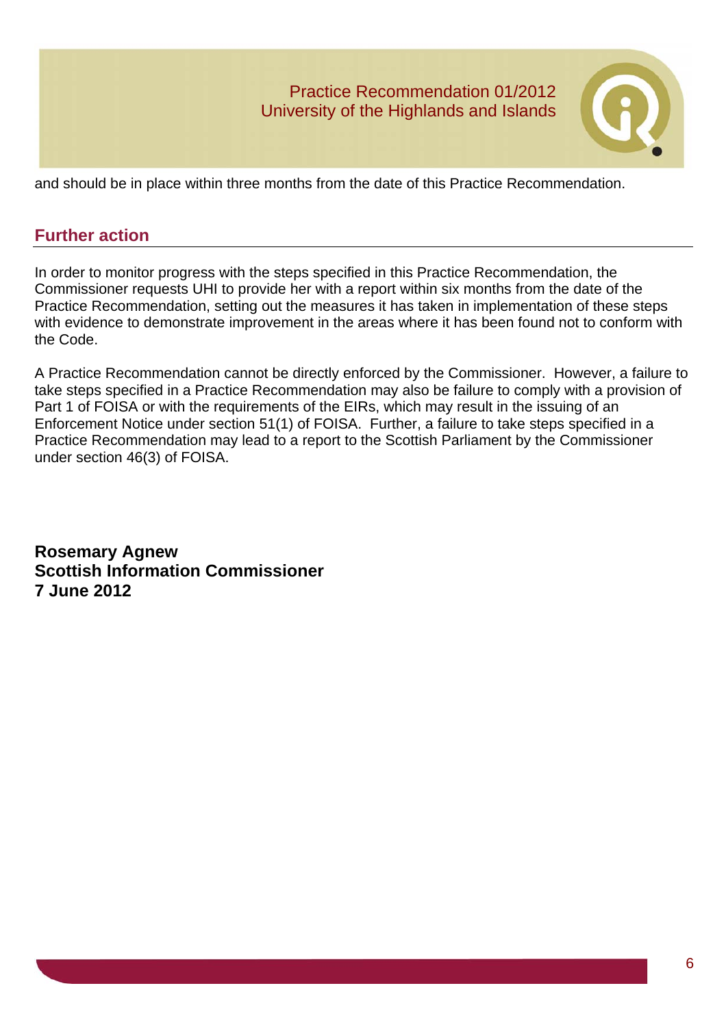and should be in place within three months from the date of this Practice Recommendation.

## Further action

In order to monitor progress with the steps specified in this Practice Recommendation, the Commissioner requests UHI to provide her with a report within six months from the date of the Practice Recommendation, setting out the measures it has taken in implementation of these steps with evidence to demonstrate improvement in the areas where it has been found not to conform with the Code.

A Practice Recommendation cannot be directly enforced by the Commissioner. However, a failure to take steps specified in a Practice Recommendation may also be failure to comply with a provision of Part 1 of FOISA or with the requirements of the EIRs, which may result in the issuing of an Enforcement Notice under section 51(1) of FOISA. Further, a failure to take steps specified in a Practice Recommendation may lead to a report to the Scottish Parliament by the Commissioner under section 46(3) of FOISA.

**Rosemary Agnew**
**Scottish Information Commissioner**
**7 June 2012**